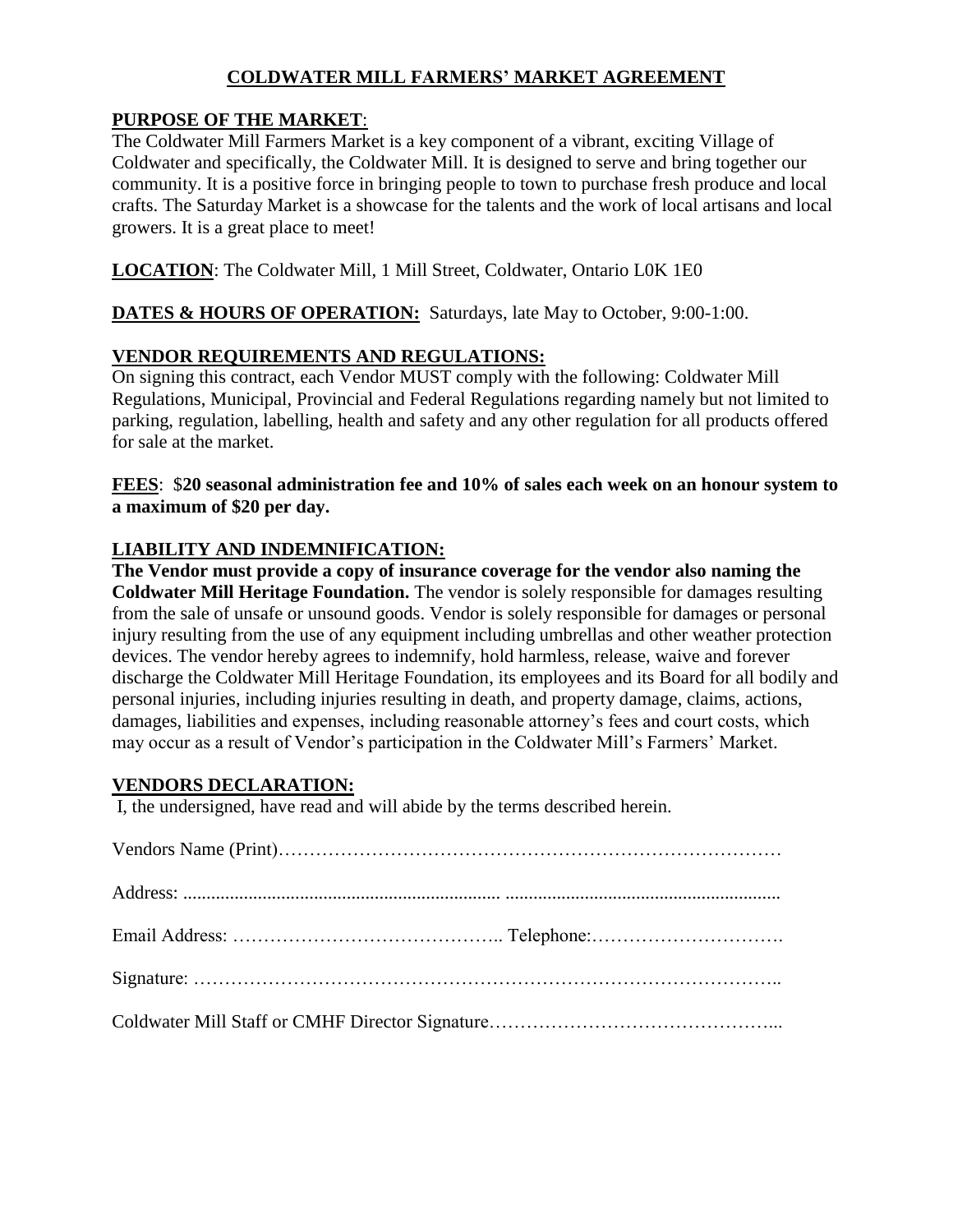# COLDWATER MILL FARMERS' MARKET AGREEMENT

## PURPOSE OF THE MARKET:

The Coldwater Mill Farmers Market is a key component of a vibrant, exciting Village of Coldwater and specifically, the Coldwater Mill. It is designed to serve and bring together our community. It is a positive force in bringing people to town to purchase fresh produce and local crafts. The Saturday Market is a showcase for the talents and the work of local artisans and local growers. It is a great place to meet!

**LOCATION**: The Coldwater Mill, 1 Mill Street, Coldwater, Ontario L0K 1E0

**DATES & HOURS OF OPERATION:** Saturdays, late May to October, 9:00-1:00.

## VENDOR REQUIREMENTS AND REGULATIONS:

On signing this contract, each Vendor MUST comply with the following: Coldwater Mill Regulations, Municipal, Provincial and Federal Regulations regarding namely but not limited to parking, regulation, labelling, health and safety and any other regulation for all products offered for sale at the market.

**FEES**: $**20 seasonal administration fee and 10% of sales each week on an honour system to a maximum of $20 per day.**

## LIABILITY AND INDEMNIFICATION:

**The Vendor must provide a copy of insurance coverage for the vendor also naming the Coldwater Mill Heritage Foundation.** The vendor is solely responsible for damages resulting from the sale of unsafe or unsound goods. Vendor is solely responsible for damages or personal injury resulting from the use of any equipment including umbrellas and other weather protection devices. The vendor hereby agrees to indemnify, hold harmless, release, waive and forever discharge the Coldwater Mill Heritage Foundation, its employees and its Board for all bodily and personal injuries, including injuries resulting in death, and property damage, claims, actions, damages, liabilities and expenses, including reasonable attorney's fees and court costs, which may occur as a result of Vendor's participation in the Coldwater Mill's Farmers' Market.

## VENDORS DECLARATION:

I, the undersigned, have read and will abide by the terms described herein.

Vendors Name (Print)……………………………………………………………………

Address: .................................................................... ..........................................................

Email Address: …………………………………….. Telephone:………………………….

Signature: ………………………………………………………………………………..

Coldwater Mill Staff or CMHF Director Signature………………………………………...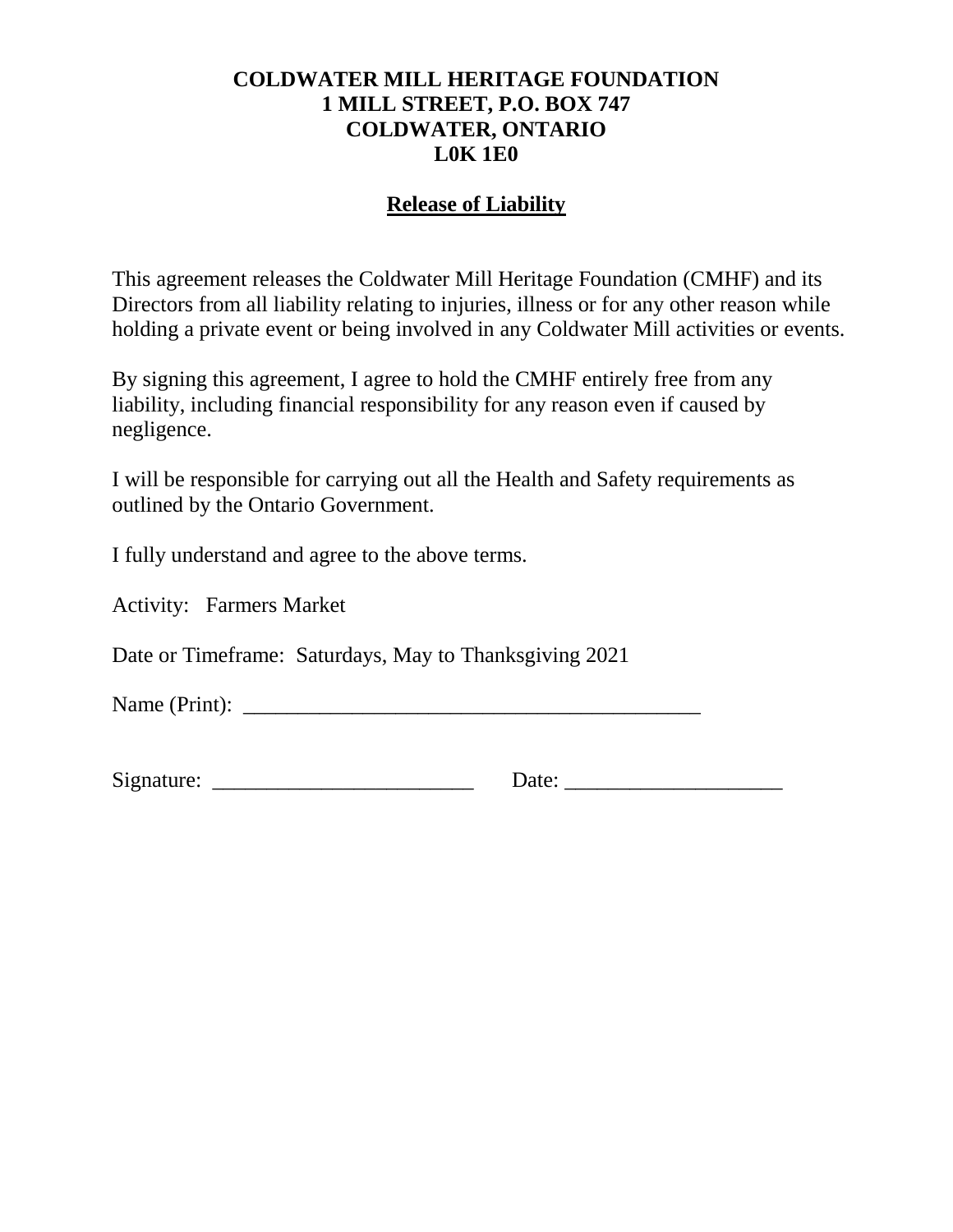**COLDWATER MILL HERITAGE FOUNDATION**
**1 MILL STREET, P.O. BOX 747**
**COLDWATER, ONTARIO**
**L0K 1E0**

## Release of Liability

This agreement releases the Coldwater Mill Heritage Foundation (CMHF) and its Directors from all liability relating to injuries, illness or for any other reason while holding a private event or being involved in any Coldwater Mill activities or events.

By signing this agreement, I agree to hold the CMHF entirely free from any liability, including financial responsibility for any reason even if caused by negligence.

I will be responsible for carrying out all the Health and Safety requirements as outlined by the Ontario Government.

I fully understand and agree to the above terms.

Activity: Farmers Market

Date or Timeframe: Saturdays, May to Thanksgiving 2021

Name (Print): ___________________________________________

Signature: ________________________ Date: ____________________